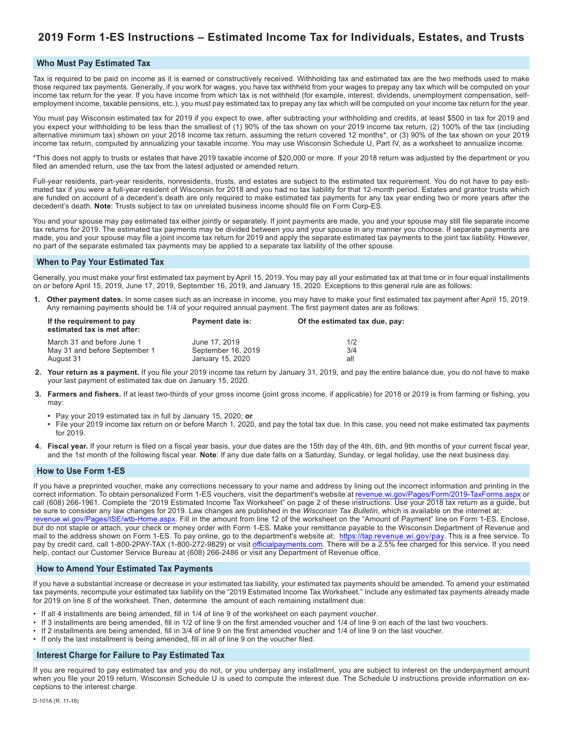# 2019 Form 1-ES Instructions – Estimated Income Tax for Individuals, Estates, and Trusts

## Who Must Pay Estimated Tax

Tax is required to be paid on income as it is earned or constructively received. Withholding tax and estimated tax are the two methods used to make those required tax payments. Generally, if you work for wages, you have tax withheld from your wages to prepay any tax which will be computed on your income tax return for the year. If you have income from which tax is not withheld (for example, interest, dividends, unemployment compensation, self-employment income, taxable pensions, etc.), you must pay estimated tax to prepay any tax which will be computed on your income tax return for the year.

You must pay Wisconsin estimated tax for 2019 if you expect to owe, after subtracting your withholding and credits, at least $500 in tax for 2019 and you expect your withholding to be less than the smallest of (1) 90% of the tax shown on your 2019 income tax return, (2) 100% of the tax (including alternative minimum tax) shown on your 2018 income tax return, assuming the return covered 12 months*, or (3) 90% of the tax shown on your 2019 income tax return, computed by annualizing your taxable income. You may use Wisconsin Schedule U, Part IV, as a worksheet to annualize income.

*This does not apply to trusts or estates that have 2019 taxable income of $20,000 or more. If your 2018 return was adjusted by the department or you filed an amended return, use the tax from the latest adjusted or amended return.

Full-year residents, part-year residents, nonresidents, trusts, and estates are subject to the estimated tax requirement. You do not have to pay estimated tax if you were a full-year resident of Wisconsin for 2018 and you had no tax liability for that 12-month period. Estates and grantor trusts which are funded on account of a decedent's death are only required to make estimated tax payments for any tax year ending two or more years after the decedent's death. **Note**: Trusts subject to tax on unrelated business income should file on Form Corp-ES.

You and your spouse may pay estimated tax either jointly or separately. If joint payments are made, you and your spouse may still file separate income tax returns for 2019. The estimated tax payments may be divided between you and your spouse in any manner you choose. If separate payments are made, you and your spouse may file a joint income tax return for 2019 and apply the separate estimated tax payments to the joint tax liability. However, no part of the separate estimated tax payments may be applied to a separate tax liability of the other spouse.

## When to Pay Your Estimated Tax

Generally, you must make your first estimated tax payment by April 15, 2019. You may pay all your estimated tax at that time or in four equal installments on or before April 15, 2019, June 17, 2019, September 16, 2019, and January 15, 2020. Exceptions to this general rule are as follows:

1. **Other payment dates.** In some cases such as an increase in income, you may have to make your first estimated tax payment after April 15, 2019. Any remaining payments should be 1/4 of your required annual payment. The first payment dates are as follows:

| If the requirement to pay estimated tax is met after: | Payment date is: | Of the estimated tax due, pay: |
|---|---|---|
| March 31 and before June 1 | June 17, 2019 | 1/2 |
| May 31 and before September 1 | September 16, 2019 | 3/4 |
| August 31 | January 15, 2020 | all |

2. **Your return as a payment.** If you file your 2019 income tax return by January 31, 2019, and pay the entire balance due, you do not have to make your last payment of estimated tax due on January 15, 2020.

3. **Farmers and fishers.** If at least two-thirds of your gross income (joint gross income, if applicable) for 2018 or 2019 is from farming or fishing, you may:
   - Pay your 2019 estimated tax in full by January 15, 2020; **or**
   - File your 2019 income tax return on or before March 1, 2020, and pay the total tax due. In this case, you need not make estimated tax payments for 2019.

4. **Fiscal year.** If your return is filed on a fiscal year basis, your due dates are the 15th day of the 4th, 6th, and 9th months of your current fiscal year, and the 1st month of the following fiscal year. **Note**: If any due date falls on a Saturday, Sunday, or legal holiday, use the next business day.

## How to Use Form 1-ES

If you have a preprinted voucher, make any corrections necessary to your name and address by lining out the incorrect information and printing in the correct information. To obtain personalized Form 1-ES vouchers, visit the department's website at revenue.wi.gov/Pages/Form/2019-TaxForms.aspx or call (608) 266-1961. Complete the "2019 Estimated Income Tax Worksheet" on page 2 of these instructions. Use your 2018 tax return as a guide, but be sure to consider any law changes for 2019. Law changes are published in the *Wisconsin Tax Bulletin*, which is available on the internet at: revenue.wi.gov/Pages/ISE/wtb-Home.aspx. Fill in the amount from line 12 of the worksheet on the "Amount of Payment" line on Form 1-ES. Enclose, but do not staple or attach, your check or money order with Form 1-ES. Make your remittance payable to the Wisconsin Department of Revenue and mail to the address shown on Form 1-ES. To pay online, go to the department's website at: https://tap.revenue.wi.gov/pay. This is a free service. To pay by credit card, call 1-800-2PAY-TAX (1-800-272-9829) or visit officialpayments.com. There will be a 2.5% fee charged for this service. If you need help, contact our Customer Service Bureau at (608) 266-2486 or visit any Department of Revenue office.

## How to Amend Your Estimated Tax Payments

If you have a substantial increase or decrease in your estimated tax liability, your estimated tax payments should be amended. To amend your estimated tax payments, recompute your estimated tax liability on the "2019 Estimated Income Tax Worksheet." Include any estimated tax payments already made for 2019 on line 8 of the worksheet. Then, determine the amount of each remaining installment due:

- If all 4 installments are being amended, fill in 1/4 of line 9 of the worksheet on each payment voucher.
- If 3 installments are being amended, fill in 1/2 of line 9 on the first amended voucher and 1/4 of line 9 on each of the last two vouchers.
- If 2 installments are being amended, fill in 3/4 of line 9 on the first amended voucher and 1/4 of line 9 on the last voucher.
- If only the last installment is being amended, fill in all of line 9 on the voucher filed.

## Interest Charge for Failure to Pay Estimated Tax

If you are required to pay estimated tax and you do not, or you underpay any installment, you are subject to interest on the underpayment amount when you file your 2019 return. Wisconsin Schedule U is used to compute the interest due. The Schedule U instructions provide information on exceptions to the interest charge.

D-101A (R. 11-18)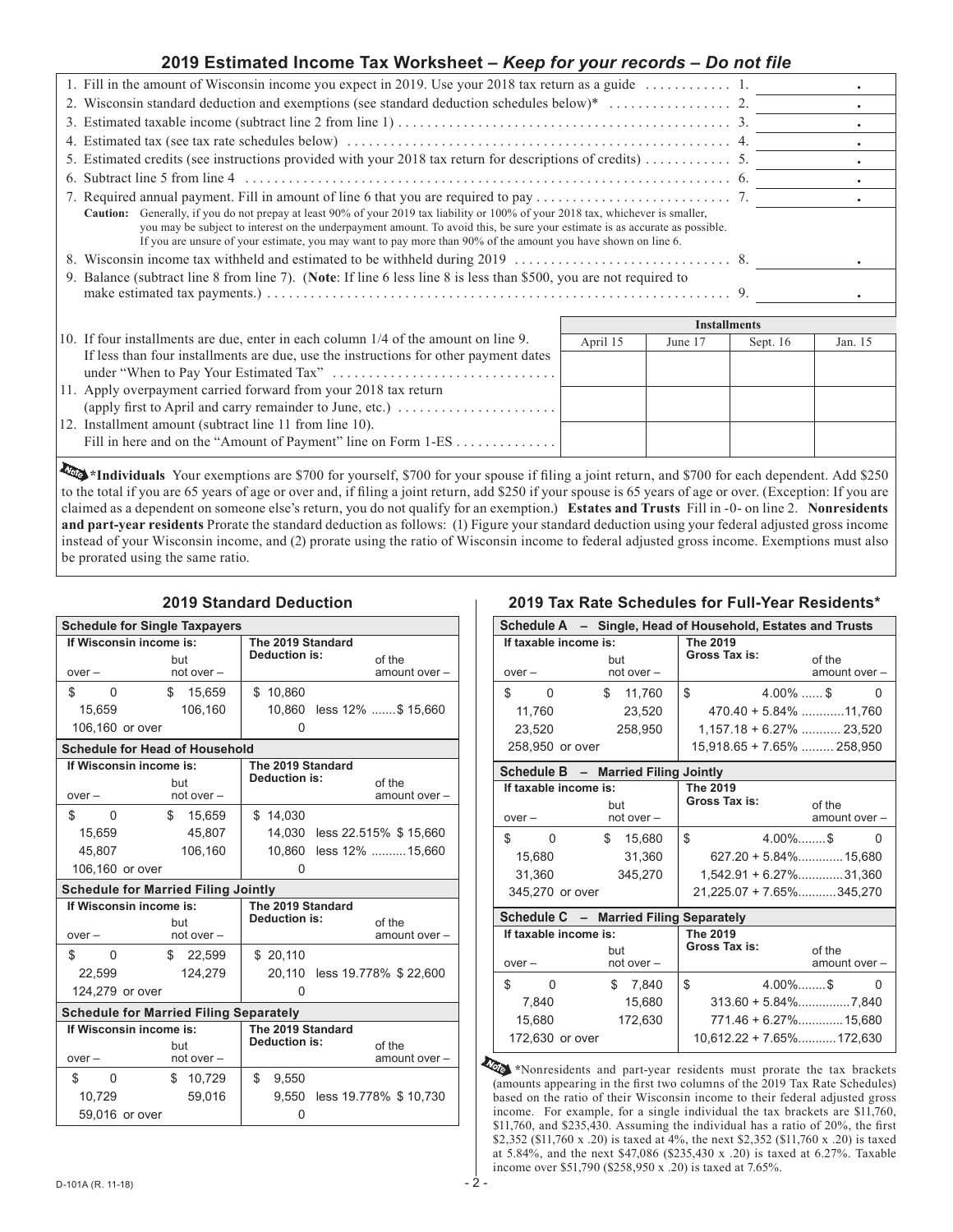## 2019 Estimated Income Tax Worksheet – *Keep for your records – Do not file*

| | | |
|---|---|---|
| 1. Fill in the amount of Wisconsin income you expect in 2019. Use your 2018 tax return as a guide | 1. | . |
| 2. Wisconsin standard deduction and exemptions (see standard deduction schedules below)* | 2. | . |
| 3. Estimated taxable income (subtract line 2 from line 1) | 3. | . |
| 4. Estimated tax (see tax rate schedules below) | 4. | . |
| 5. Estimated credits (see instructions provided with your 2018 tax return for descriptions of credits) | 5. | . |
| 6. Subtract line 5 from line 4 | 6. | . |
| 7. Required annual payment. Fill in amount of line 6 that you are required to pay | 7. | . |
| **Caution:** Generally, if you do not prepay at least 90% of your 2019 tax liability or 100% of your 2018 tax, whichever is smaller, you may be subject to interest on the underpayment amount. To avoid this, be sure your estimate is as accurate as possible. If you are unsure of your estimate, you may want to pay more than 90% of the amount you have shown on line 6. | | |
| 8. Wisconsin income tax withheld and estimated to be withheld during 2019 | 8. | . |
| 9. Balance (subtract line 8 from line 7). (**Note**: If line 6 less line 8 is less than $500, you are not required to make estimated tax payments.) | 9. | . |

| | Installments | | | |
|---|---|---|---|---|
| | April 15 | June 17 | Sept. 16 | Jan. 15 |
| 10. If four installments are due, enter in each column 1/4 of the amount on line 9. If less than four installments are due, use the instructions for other payment dates under "When to Pay Your Estimated Tax" | | | | |
| 11. Apply overpayment carried forward from your 2018 tax return (apply first to April and carry remainder to June, etc.) | | | | |
| 12. Installment amount (subtract line 11 from line 10). Fill in here and on the "Amount of Payment" line on Form 1-ES | | | | |

Note **\*Individuals** Your exemptions are $700 for yourself, $700 for your spouse if filing a joint return, and $700 for each dependent. Add $250 to the total if you are 65 years of age or over and, if filing a joint return, add $250 if your spouse is 65 years of age or over. (Exception: If you are claimed as a dependent on someone else's return, you do not qualify for an exemption.) **Estates and Trusts** Fill in -0- on line 2. **Nonresidents and part-year residents** Prorate the standard deduction as follows: (1) Figure your standard deduction using your federal adjusted gross income instead of your Wisconsin income, and (2) prorate using the ratio of Wisconsin income to federal adjusted gross income. Exemptions must also be prorated using the same ratio.

### 2019 Standard Deduction

**Schedule for Single Taxpayers**

| If Wisconsin income is: over – | but not over – | The 2019 Standard Deduction is: | of the amount over – |
|---|---|---|---|
| $ 0 | $ 15,659 | $ 10,860 | |
| 15,659 | 106,160 | 10,860 less 12% | $ 15,660 |
| 106,160 or over | | 0 | |

**Schedule for Head of Household**

| If Wisconsin income is: over – | but not over – | The 2019 Standard Deduction is: | of the amount over – |
|---|---|---|---|
| $ 0 | $ 15,659 | $ 14,030 | |
| 15,659 | 45,807 | 14,030 less 22.515% | $ 15,660 |
| 45,807 | 106,160 | 10,860 less 12% | 15,660 |
| 106,160 or over | | 0 | |

**Schedule for Married Filing Jointly**

| If Wisconsin income is: over – | but not over – | The 2019 Standard Deduction is: | of the amount over – |
|---|---|---|---|
| $ 0 | $ 22,599 | $ 20,110 | |
| 22,599 | 124,279 | 20,110 less 19.778% | $ 22,600 |
| 124,279 or over | | 0 | |

**Schedule for Married Filing Separately**

| If Wisconsin income is: over – | but not over – | The 2019 Standard Deduction is: | of the amount over – |
|---|---|---|---|
| $ 0 | $ 10,729 | $ 9,550 | |
| 10,729 | 59,016 | 9,550 less 19.778% | $ 10,730 |
| 59,016 or over | | 0 | |

### 2019 Tax Rate Schedules for Full-Year Residents*

**Schedule A – Single, Head of Household, Estates and Trusts**

| If taxable income is: over – | but not over – | The 2019 Gross Tax is: | of the amount over – |
|---|---|---|---|
| $ 0 | $ 11,760 | $ 4.00% | $ 0 |
| 11,760 | 23,520 | 470.40 + 5.84% | 11,760 |
| 23,520 | 258,950 | 1,157.18 + 6.27% | 23,520 |
| 258,950 or over | | 15,918.65 + 7.65% | 258,950 |

**Schedule B – Married Filing Jointly**

| If taxable income is: over – | but not over – | The 2019 Gross Tax is: | of the amount over – |
|---|---|---|---|
| $ 0 | $ 15,680 | $ 4.00% | $ 0 |
| 15,680 | 31,360 | 627.20 + 5.84% | 15,680 |
| 31,360 | 345,270 | 1,542.91 + 6.27% | 31,360 |
| 345,270 or over | | 21,225.07 + 7.65% | 345,270 |

**Schedule C – Married Filing Separately**

| If taxable income is: over – | but not over – | The 2019 Gross Tax is: | of the amount over – |
|---|---|---|---|
| $ 0 | $ 7,840 | $ 4.00% | $ 0 |
| 7,840 | 15,680 | 313.60 + 5.84% | 7,840 |
| 15,680 | 172,630 | 771.46 + 6.27% | 15,680 |
| 172,630 or over | | 10,612.22 + 7.65% | 172,630 |

Note \*Nonresidents and part-year residents must prorate the tax brackets (amounts appearing in the first two columns of the 2019 Tax Rate Schedules) based on the ratio of their Wisconsin income to their federal adjusted gross income. For example, for a single individual the tax brackets are $11,760, $11,760, and $235,430. Assuming the individual has a ratio of 20%, the first $2,352 ($11,760 x .20) is taxed at 4%, the next $2,352 ($11,760 x .20) is taxed at 5.84%, and the next $47,086 ($235,430 x .20) is taxed at 6.27%. Taxable income over $51,790 ($258,950 x .20) is taxed at 7.65%.

D-101A (R. 11-18)